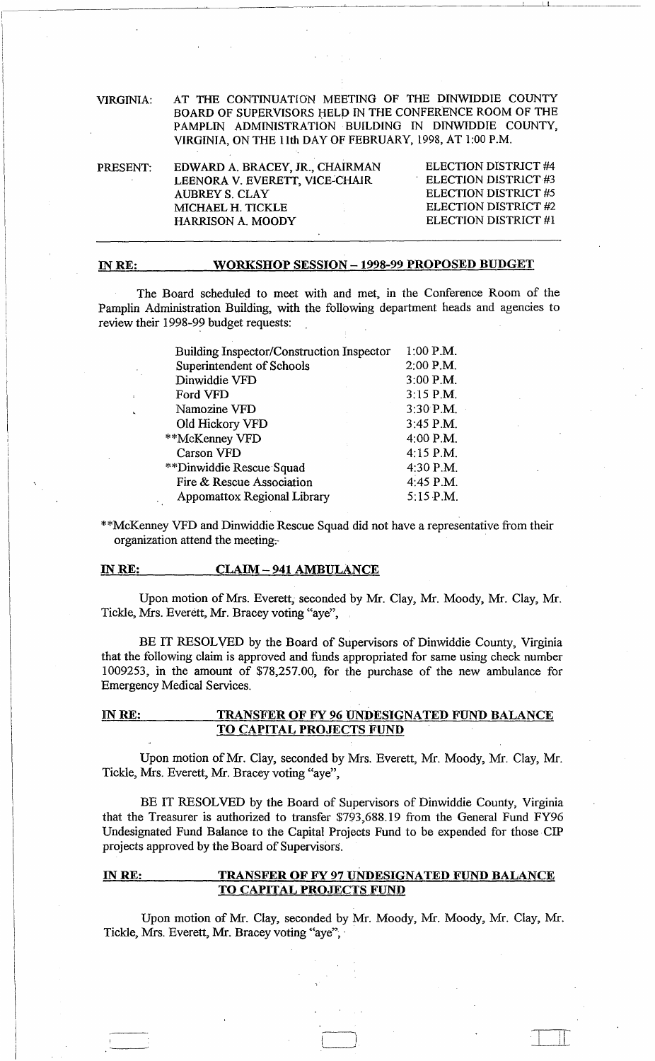VIRGINIA: AT THE CONTINUATION MEETING OF THE DINWIDDIE COUNTY BOARD OF SUPERVISORS HELD IN THE CONFERENCE ROOM OF THE PAMPLIN ADMINISTRATION BUILDING IN DINWIDDIE COUNTY, VIRGINIA, ON THE 11th DAY OF FEBRUARY, 1998, AT 1:00 P.M.

| PRESENT: | | |
|---|---|---|
| | EDWARD A. BRACEY, JR., CHAIRMAN | ELECTION DISTRICT #4 |
| | LEENORA V. EVERETT, VICE-CHAIR | ELECTION DISTRICT #3 |
| | AUBREY S. CLAY | ELECTION DISTRICT #5 |
| | MICHAEL H. TICKLE | ELECTION DISTRICT #2 |
| | HARRISON A. MOODY | ELECTION DISTRICT #1 |

---

**IN RE: WORKSHOP SESSION – 1998-99 PROPOSED BUDGET**

The Board scheduled to meet with and met, in the Conference Room of the Pamplin Administration Building, with the following department heads and agencies to review their 1998-99 budget requests:

| | |
|---|---|
| Building Inspector/Construction Inspector | 1:00 P.M. |
| Superintendent of Schools | 2:00 P.M. |
| Dinwiddie VFD | 3:00 P.M. |
| Ford VFD | 3:15 P.M. |
| Namozine VFD | 3:30 P.M. |
| Old Hickory VFD | 3:45 P.M. |
| **McKenney VFD | 4:00 P.M. |
| Carson VFD | 4:15 P.M. |
| **Dinwiddie Rescue Squad | 4:30 P.M. |
| Fire & Rescue Association | 4:45 P.M. |
| Appomattox Regional Library | 5:15 P.M. |

**McKenney VFD and Dinwiddie Rescue Squad did not have a representative from their organization attend the meeting.

**IN RE: CLAIM – 941 AMBULANCE**

Upon motion of Mrs. Everett, seconded by Mr. Clay, Mr. Moody, Mr. Clay, Mr. Tickle, Mrs. Everett, Mr. Bracey voting "aye",

BE IT RESOLVED by the Board of Supervisors of Dinwiddie County, Virginia that the following claim is approved and funds appropriated for same using check number 1009253, in the amount of $78,257.00, for the purchase of the new ambulance for Emergency Medical Services.

**IN RE: TRANSFER OF FY 96 UNDESIGNATED FUND BALANCE TO CAPITAL PROJECTS FUND**

Upon motion of Mr. Clay, seconded by Mrs. Everett, Mr. Moody, Mr. Clay, Mr. Tickle, Mrs. Everett, Mr. Bracey voting "aye",

BE IT RESOLVED by the Board of Supervisors of Dinwiddie County, Virginia that the Treasurer is authorized to transfer $793,688.19 from the General Fund FY96 Undesignated Fund Balance to the Capital Projects Fund to be expended for those CIP projects approved by the Board of Supervisors.

**IN RE: TRANSFER OF FY 97 UNDESIGNATED FUND BALANCE TO CAPITAL PROJECTS FUND**

Upon motion of Mr. Clay, seconded by Mr. Moody, Mr. Moody, Mr. Clay, Mr. Tickle, Mrs. Everett, Mr. Bracey voting "aye",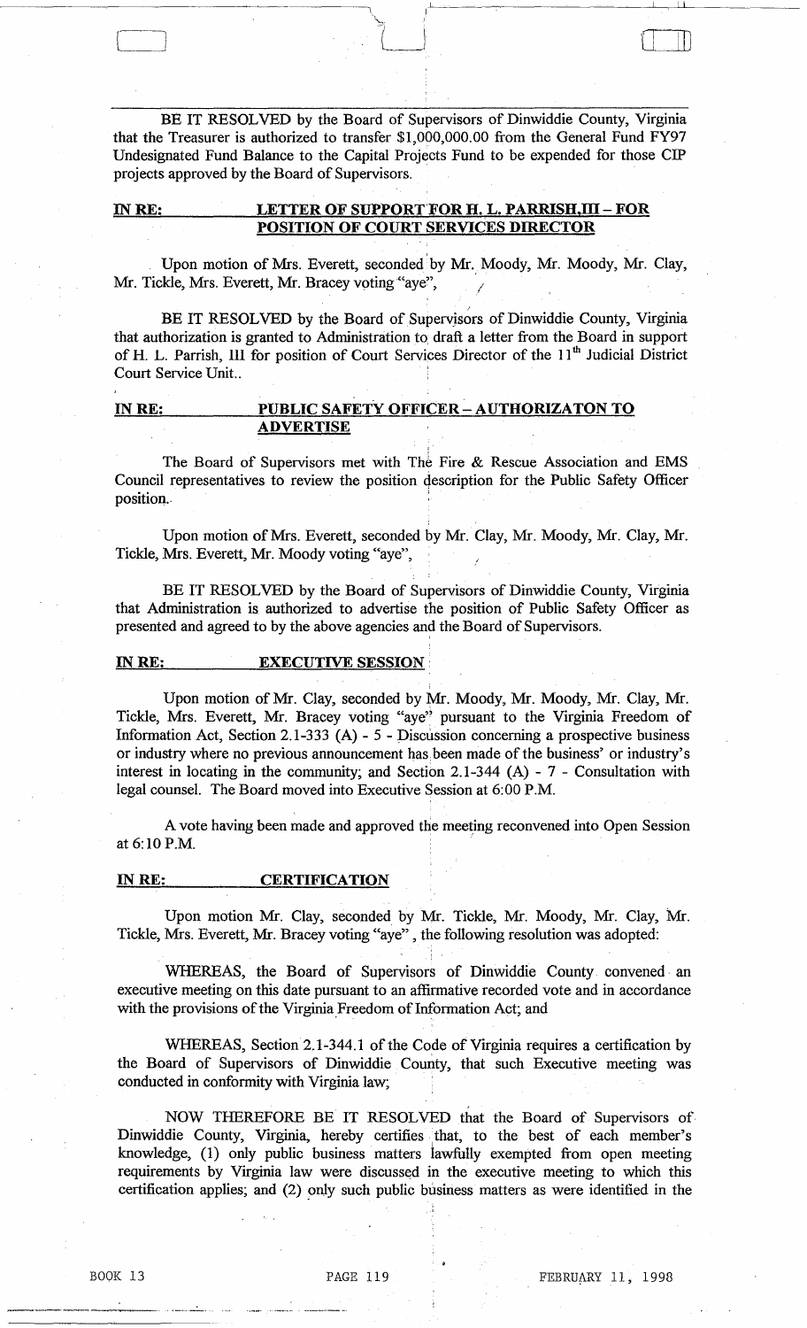BE IT RESOLVED by the Board of Supervisors of Dinwiddie County, Virginia that the Treasurer is authorized to transfer $1,000,000.00 from the General Fund FY97 Undesignated Fund Balance to the Capital Projects Fund to be expended for those CIP projects approved by the Board of Supervisors.

**IN RE: LETTER OF SUPPORT FOR H. L. PARRISH,III – FOR POSITION OF COURT SERVICES DIRECTOR**

Upon motion of Mrs. Everett, seconded by Mr. Moody, Mr. Moody, Mr. Clay, Mr. Tickle, Mrs. Everett, Mr. Bracey voting "aye",

BE IT RESOLVED by the Board of Supervisors of Dinwiddie County, Virginia that authorization is granted to Administration to draft a letter from the Board in support of H. L. Parrish, III for position of Court Services Director of the 11th Judicial District Court Service Unit..

**IN RE: PUBLIC SAFETY OFFICER – AUTHORIZATON TO ADVERTISE**

The Board of Supervisors met with The Fire & Rescue Association and EMS Council representatives to review the position description for the Public Safety Officer position.

Upon motion of Mrs. Everett, seconded by Mr. Clay, Mr. Moody, Mr. Clay, Mr. Tickle, Mrs. Everett, Mr. Moody voting "aye",

BE IT RESOLVED by the Board of Supervisors of Dinwiddie County, Virginia that Administration is authorized to advertise the position of Public Safety Officer as presented and agreed to by the above agencies and the Board of Supervisors.

**IN RE: EXECUTIVE SESSION**

Upon motion of Mr. Clay, seconded by Mr. Moody, Mr. Moody, Mr. Clay, Mr. Tickle, Mrs. Everett, Mr. Bracey voting "aye" pursuant to the Virginia Freedom of Information Act, Section 2.1-333 (A) - 5 - Discussion concerning a prospective business or industry where no previous announcement has been made of the business' or industry's interest in locating in the community; and Section 2.1-344 (A) - 7 - Consultation with legal counsel. The Board moved into Executive Session at 6:00 P.M.

A vote having been made and approved the meeting reconvened into Open Session at 6:10 P.M.

**IN RE: CERTIFICATION**

Upon motion Mr. Clay, seconded by Mr. Tickle, Mr. Moody, Mr. Clay, Mr. Tickle, Mrs. Everett, Mr. Bracey voting "aye", the following resolution was adopted:

WHEREAS, the Board of Supervisors of Dinwiddie County convened an executive meeting on this date pursuant to an affirmative recorded vote and in accordance with the provisions of the Virginia Freedom of Information Act; and

WHEREAS, Section 2.1-344.1 of the Code of Virginia requires a certification by the Board of Supervisors of Dinwiddie County, that such Executive meeting was conducted in conformity with Virginia law;

NOW THEREFORE BE IT RESOLVED that the Board of Supervisors of Dinwiddie County, Virginia, hereby certifies that, to the best of each member's knowledge, (1) only public business matters lawfully exempted from open meeting requirements by Virginia law were discussed in the executive meeting to which this certification applies; and (2) only such public business matters as were identified in the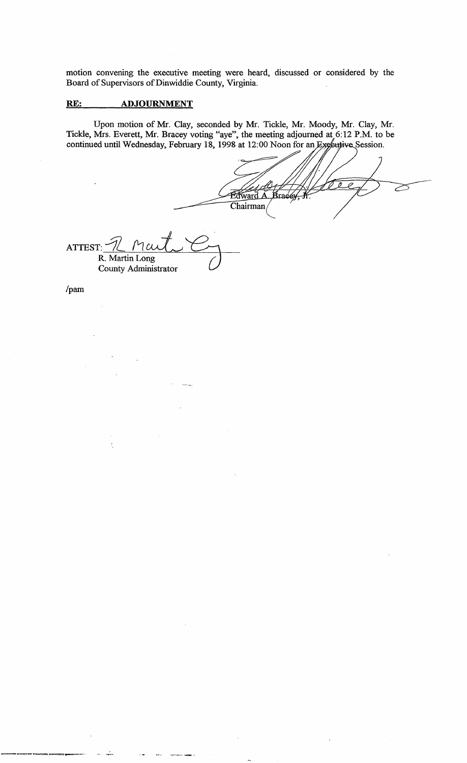motion convening the executive meeting were heard, discussed or considered by the Board of Supervisors of Dinwiddie County, Virginia.

**RE: ADJOURNMENT**

Upon motion of Mr. Clay, seconded by Mr. Tickle, Mr. Moody, Mr. Clay, Mr. Tickle, Mrs. Everett, Mr. Bracey voting "aye", the meeting adjourned at 6:12 P.M. to be continued until Wednesday, February 18, 1998 at 12:00 Noon for an Executive Session.

Edward A. Bracey, Jr.
Chairman

ATTEST:
R. Martin Long
County Administrator

/pam